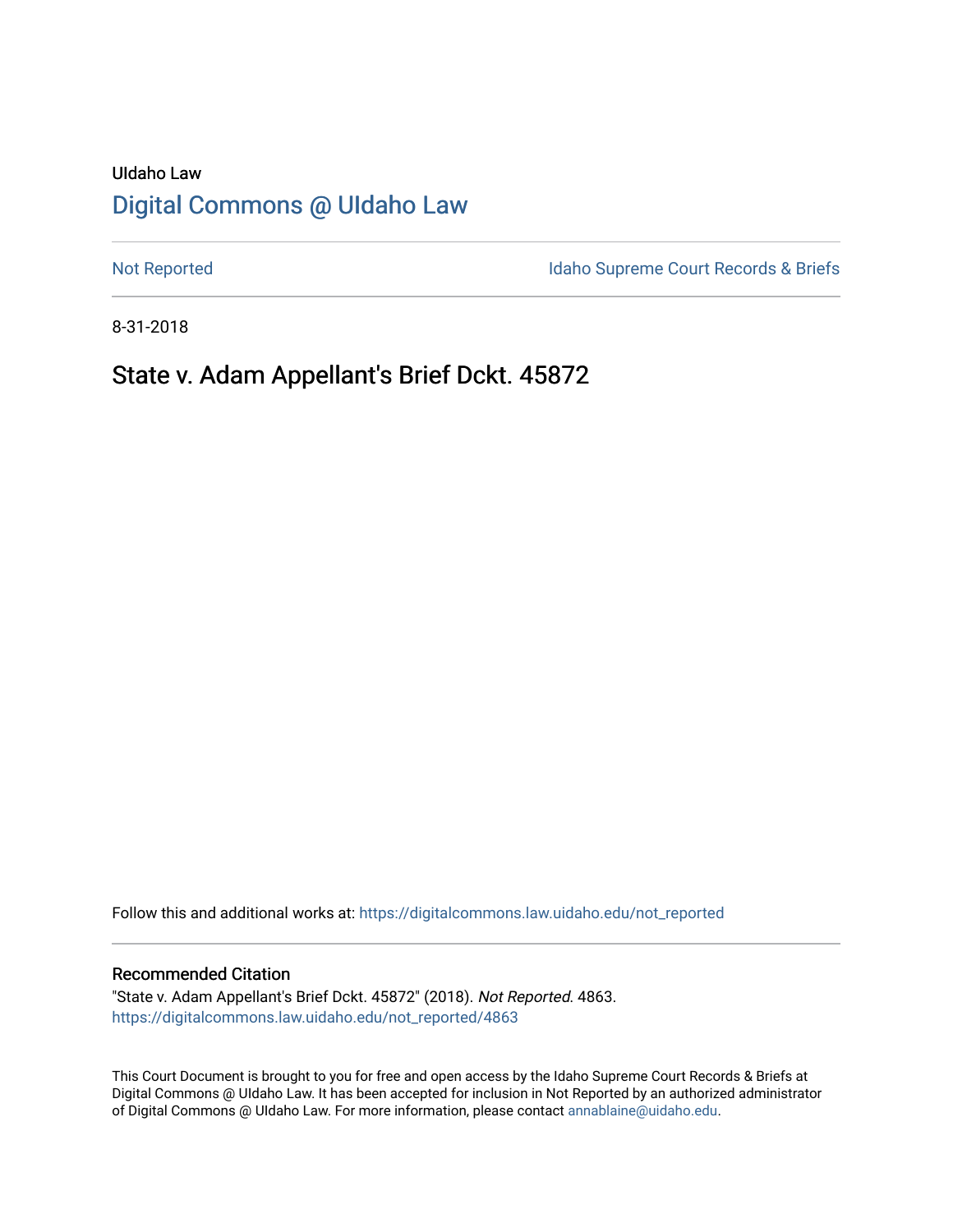UIdaho Law

# Digital Commons @ UIdaho Law

Not Reported | Idaho Supreme Court Records & Briefs

8-31-2018

## State v. Adam Appellant's Brief Dckt. 45872

Follow this and additional works at: https://digitalcommons.law.uidaho.edu/not_reported

### Recommended Citation

"State v. Adam Appellant's Brief Dckt. 45872" (2018). *Not Reported*. 4863.
https://digitalcommons.law.uidaho.edu/not_reported/4863

This Court Document is brought to you for free and open access by the Idaho Supreme Court Records & Briefs at Digital Commons @ UIdaho Law. It has been accepted for inclusion in Not Reported by an authorized administrator of Digital Commons @ UIdaho Law. For more information, please contact annablaine@uidaho.edu.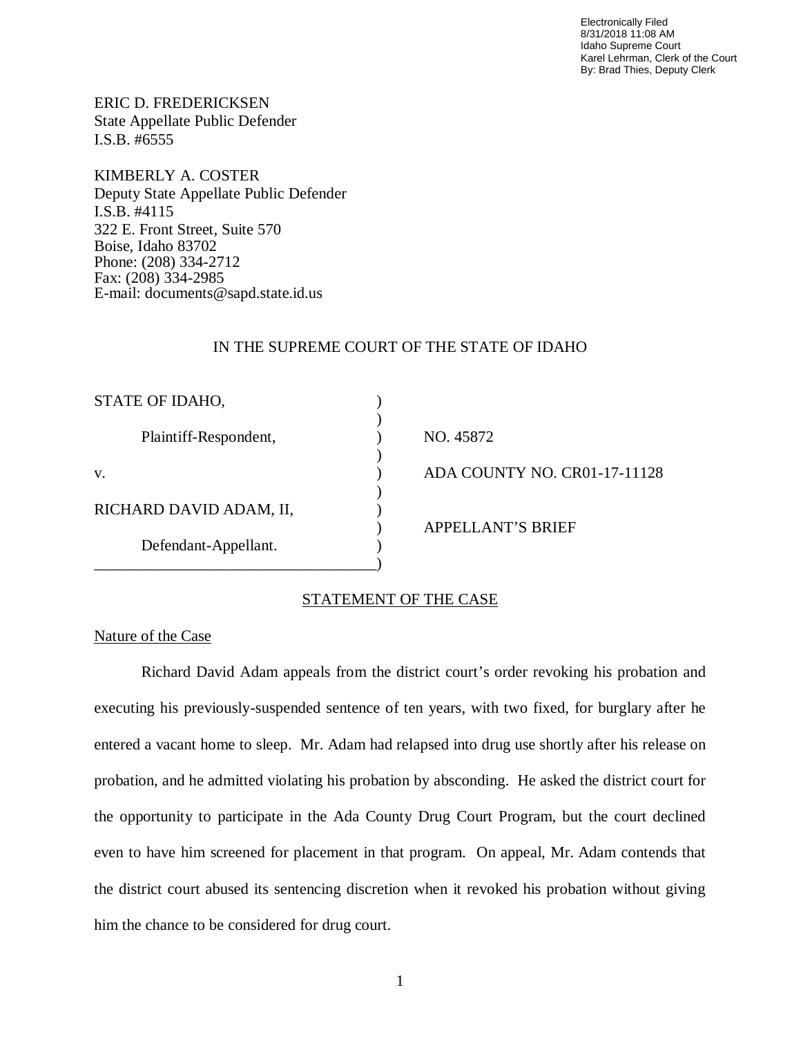Electronically Filed
8/31/2018 11:08 AM
Idaho Supreme Court
Karel Lehrman, Clerk of the Court
By: Brad Thies, Deputy Clerk

ERIC D. FREDERICKSEN
State Appellate Public Defender
I.S.B. #6555

KIMBERLY A. COSTER
Deputy State Appellate Public Defender
I.S.B. #4115
322 E. Front Street, Suite 570
Boise, Idaho 83702
Phone: (208) 334-2712
Fax: (208) 334-2985
E-mail: documents@sapd.state.id.us

IN THE SUPREME COURT OF THE STATE OF IDAHO

| | |
|---|---|
| STATE OF IDAHO, | |
| Plaintiff-Respondent, | NO. 45872 |
| v. | ADA COUNTY NO. CR01-17-11128 |
| RICHARD DAVID ADAM, II, | APPELLANT'S BRIEF |
| Defendant-Appellant. | |

## STATEMENT OF THE CASE

### Nature of the Case

Richard David Adam appeals from the district court's order revoking his probation and executing his previously-suspended sentence of ten years, with two fixed, for burglary after he entered a vacant home to sleep. Mr. Adam had relapsed into drug use shortly after his release on probation, and he admitted violating his probation by absconding. He asked the district court for the opportunity to participate in the Ada County Drug Court Program, but the court declined even to have him screened for placement in that program. On appeal, Mr. Adam contends that the district court abused its sentencing discretion when it revoked his probation without giving him the chance to be considered for drug court.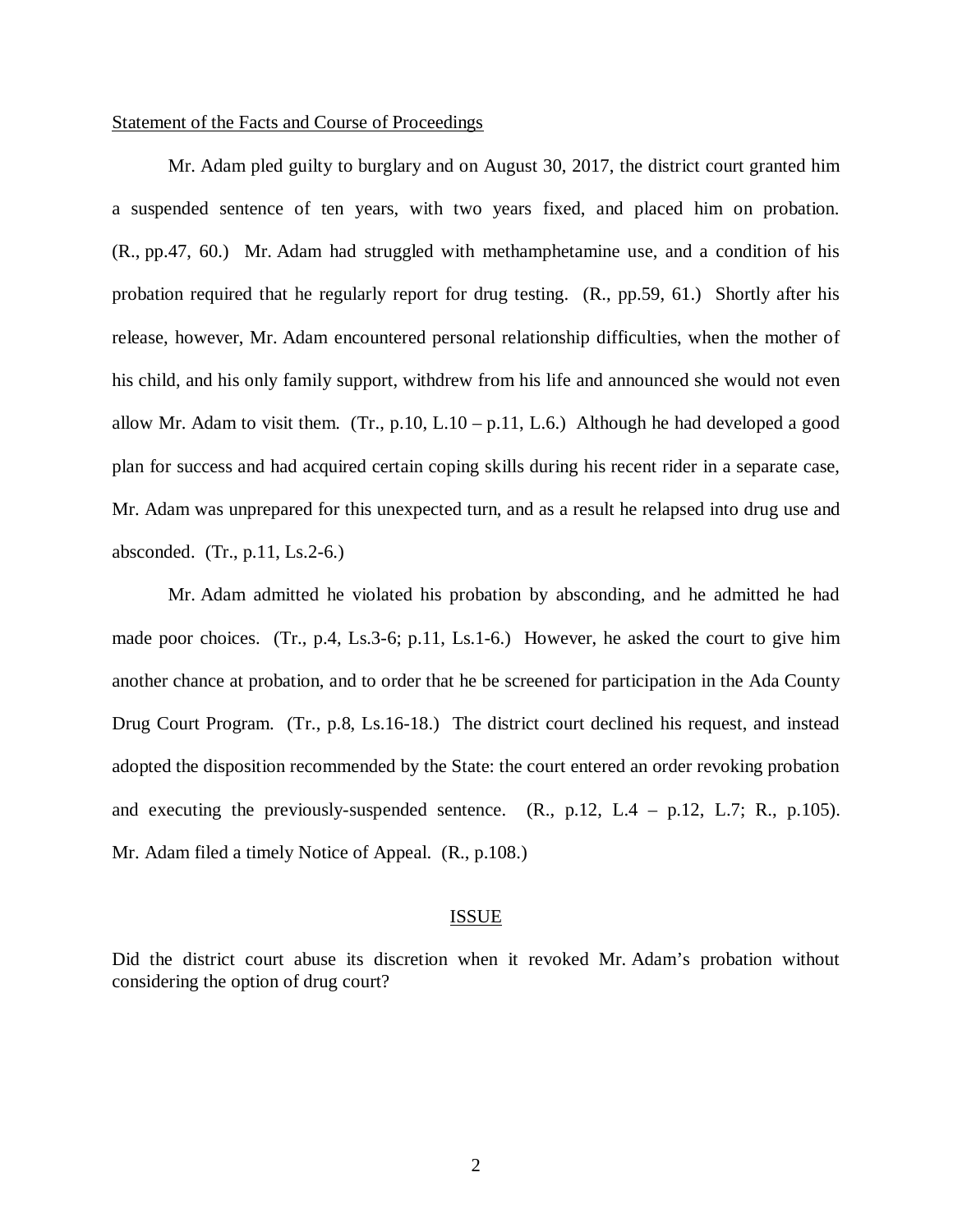Statement of the Facts and Course of Proceedings

Mr. Adam pled guilty to burglary and on August 30, 2017, the district court granted him a suspended sentence of ten years, with two years fixed, and placed him on probation. (R., pp.47, 60.) Mr. Adam had struggled with methamphetamine use, and a condition of his probation required that he regularly report for drug testing. (R., pp.59, 61.) Shortly after his release, however, Mr. Adam encountered personal relationship difficulties, when the mother of his child, and his only family support, withdrew from his life and announced she would not even allow Mr. Adam to visit them. (Tr., p.10, L.10 – p.11, L.6.) Although he had developed a good plan for success and had acquired certain coping skills during his recent rider in a separate case, Mr. Adam was unprepared for this unexpected turn, and as a result he relapsed into drug use and absconded. (Tr., p.11, Ls.2-6.)

Mr. Adam admitted he violated his probation by absconding, and he admitted he had made poor choices. (Tr., p.4, Ls.3-6; p.11, Ls.1-6.) However, he asked the court to give him another chance at probation, and to order that he be screened for participation in the Ada County Drug Court Program. (Tr., p.8, Ls.16-18.) The district court declined his request, and instead adopted the disposition recommended by the State: the court entered an order revoking probation and executing the previously-suspended sentence. (R., p.12, L.4 – p.12, L.7; R., p.105). Mr. Adam filed a timely Notice of Appeal. (R., p.108.)

## ISSUE

Did the district court abuse its discretion when it revoked Mr. Adam's probation without considering the option of drug court?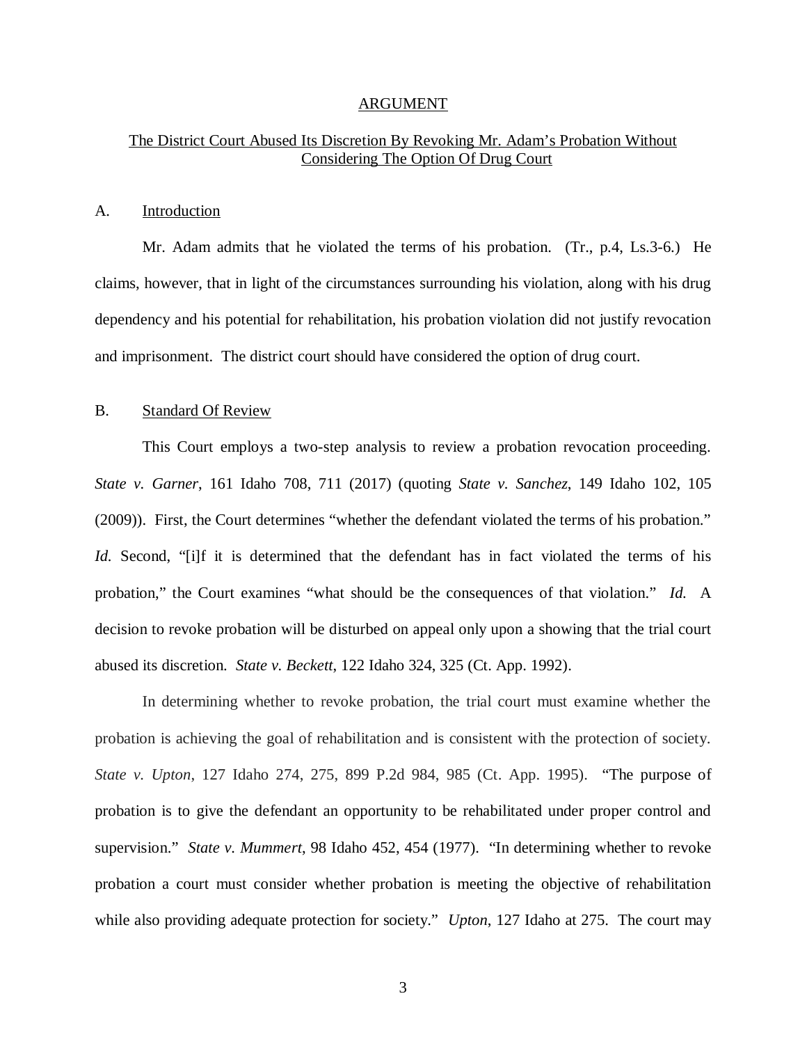## ARGUMENT

### The District Court Abused Its Discretion By Revoking Mr. Adam's Probation Without Considering The Option Of Drug Court

A. Introduction

Mr. Adam admits that he violated the terms of his probation. (Tr., p.4, Ls.3-6.) He claims, however, that in light of the circumstances surrounding his violation, along with his drug dependency and his potential for rehabilitation, his probation violation did not justify revocation and imprisonment. The district court should have considered the option of drug court.

B. Standard Of Review

This Court employs a two-step analysis to review a probation revocation proceeding. *State v. Garner*, 161 Idaho 708, 711 (2017) (quoting *State v. Sanchez*, 149 Idaho 102, 105 (2009)). First, the Court determines "whether the defendant violated the terms of his probation." *Id.* Second, "[i]f it is determined that the defendant has in fact violated the terms of his probation," the Court examines "what should be the consequences of that violation." *Id.* A decision to revoke probation will be disturbed on appeal only upon a showing that the trial court abused its discretion. *State v. Beckett*, 122 Idaho 324, 325 (Ct. App. 1992).

In determining whether to revoke probation, the trial court must examine whether the probation is achieving the goal of rehabilitation and is consistent with the protection of society. *State v. Upton*, 127 Idaho 274, 275, 899 P.2d 984, 985 (Ct. App. 1995). "The purpose of probation is to give the defendant an opportunity to be rehabilitated under proper control and supervision." *State v. Mummert*, 98 Idaho 452, 454 (1977). "In determining whether to revoke probation a court must consider whether probation is meeting the objective of rehabilitation while also providing adequate protection for society." *Upton*, 127 Idaho at 275. The court may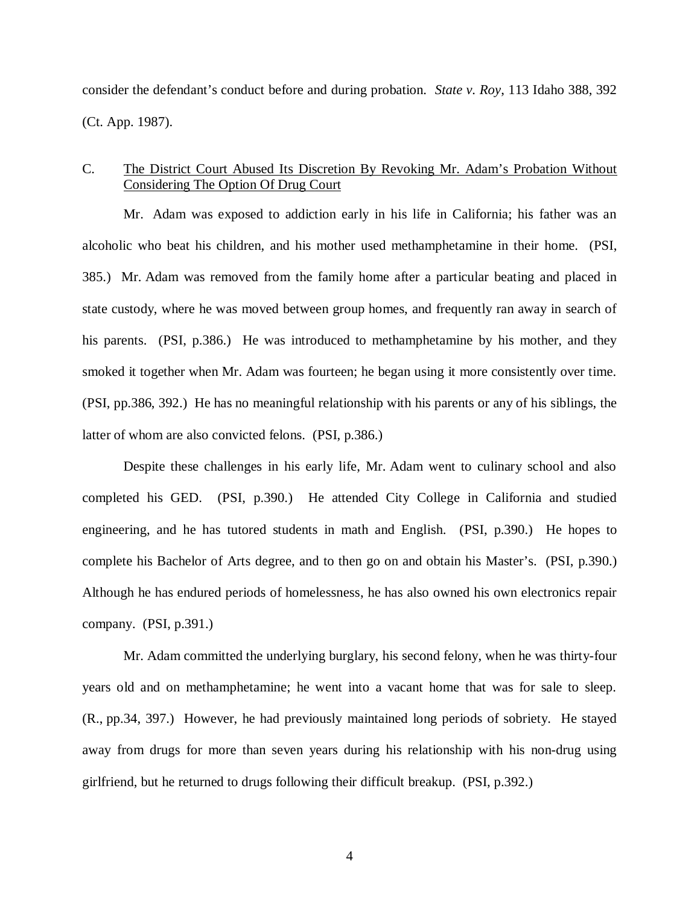consider the defendant's conduct before and during probation. *State v. Roy*, 113 Idaho 388, 392 (Ct. App. 1987).

### C. <u>The District Court Abused Its Discretion By Revoking Mr. Adam's Probation Without Considering The Option Of Drug Court</u>

Mr. Adam was exposed to addiction early in his life in California; his father was an alcoholic who beat his children, and his mother used methamphetamine in their home. (PSI, 385.) Mr. Adam was removed from the family home after a particular beating and placed in state custody, where he was moved between group homes, and frequently ran away in search of his parents. (PSI, p.386.) He was introduced to methamphetamine by his mother, and they smoked it together when Mr. Adam was fourteen; he began using it more consistently over time. (PSI, pp.386, 392.) He has no meaningful relationship with his parents or any of his siblings, the latter of whom are also convicted felons. (PSI, p.386.)

Despite these challenges in his early life, Mr. Adam went to culinary school and also completed his GED. (PSI, p.390.) He attended City College in California and studied engineering, and he has tutored students in math and English. (PSI, p.390.) He hopes to complete his Bachelor of Arts degree, and to then go on and obtain his Master's. (PSI, p.390.) Although he has endured periods of homelessness, he has also owned his own electronics repair company. (PSI, p.391.)

Mr. Adam committed the underlying burglary, his second felony, when he was thirty-four years old and on methamphetamine; he went into a vacant home that was for sale to sleep. (R., pp.34, 397.) However, he had previously maintained long periods of sobriety. He stayed away from drugs for more than seven years during his relationship with his non-drug using girlfriend, but he returned to drugs following their difficult breakup. (PSI, p.392.)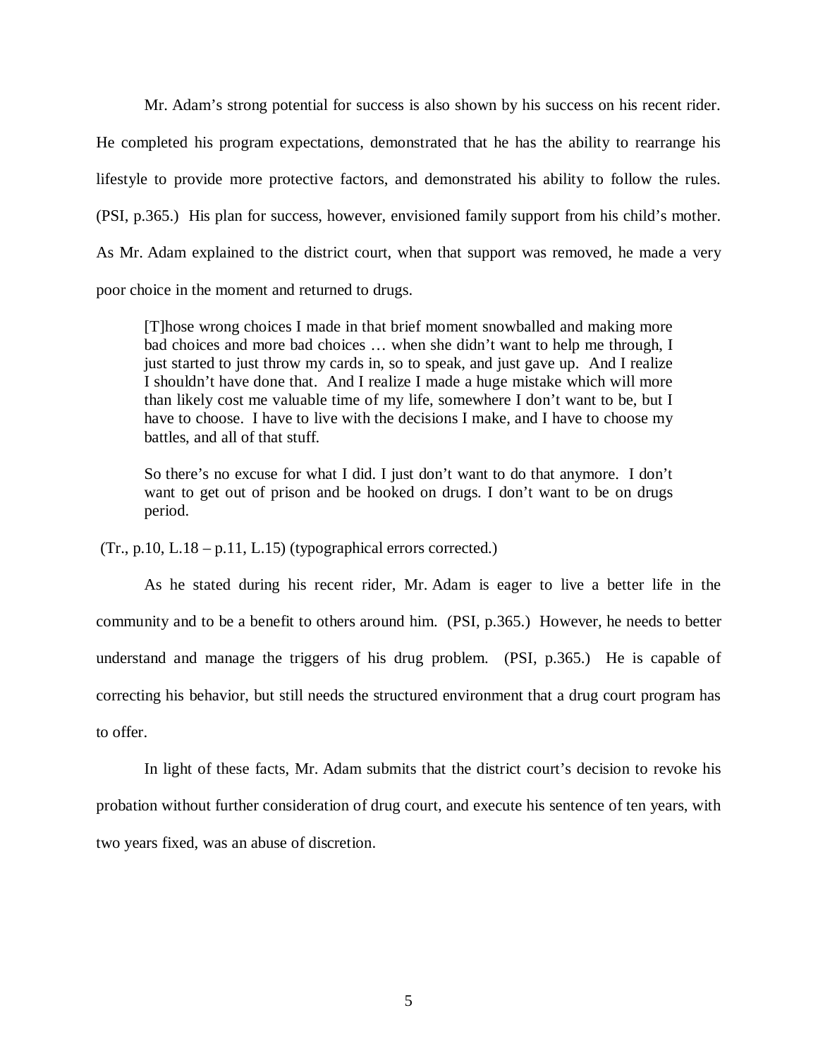Mr. Adam's strong potential for success is also shown by his success on his recent rider. He completed his program expectations, demonstrated that he has the ability to rearrange his lifestyle to provide more protective factors, and demonstrated his ability to follow the rules. (PSI, p.365.) His plan for success, however, envisioned family support from his child's mother. As Mr. Adam explained to the district court, when that support was removed, he made a very poor choice in the moment and returned to drugs.

> [T]hose wrong choices I made in that brief moment snowballed and making more bad choices and more bad choices … when she didn't want to help me through, I just started to just throw my cards in, so to speak, and just gave up. And I realize I shouldn't have done that. And I realize I made a huge mistake which will more than likely cost me valuable time of my life, somewhere I don't want to be, but I have to choose. I have to live with the decisions I make, and I have to choose my battles, and all of that stuff.
>
> So there's no excuse for what I did. I just don't want to do that anymore. I don't want to get out of prison and be hooked on drugs. I don't want to be on drugs period.

(Tr., p.10, L.18 – p.11, L.15) (typographical errors corrected.)

As he stated during his recent rider, Mr. Adam is eager to live a better life in the community and to be a benefit to others around him. (PSI, p.365.) However, he needs to better understand and manage the triggers of his drug problem. (PSI, p.365.) He is capable of correcting his behavior, but still needs the structured environment that a drug court program has to offer.

In light of these facts, Mr. Adam submits that the district court's decision to revoke his probation without further consideration of drug court, and execute his sentence of ten years, with two years fixed, was an abuse of discretion.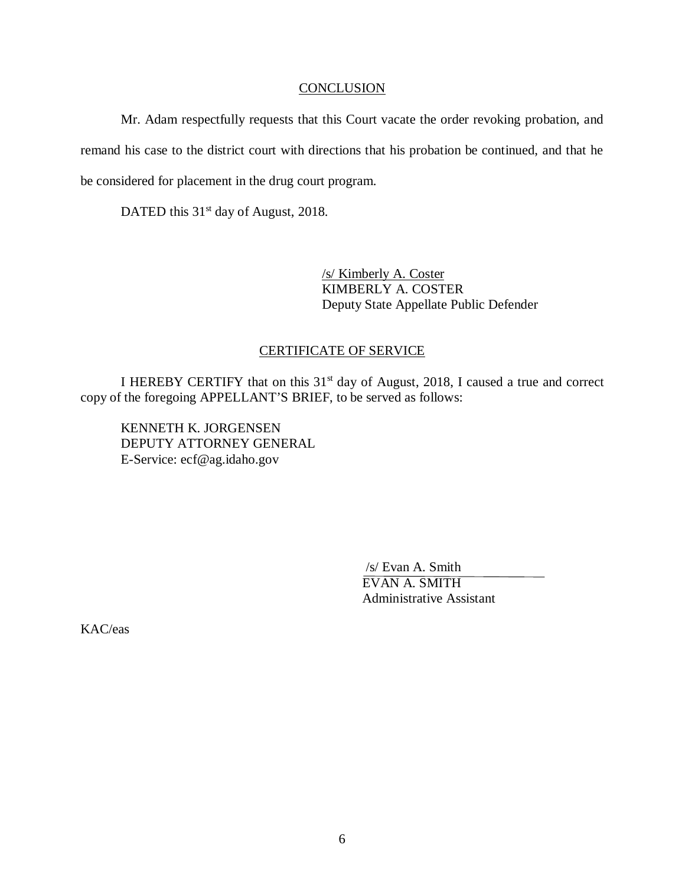## CONCLUSION

Mr. Adam respectfully requests that this Court vacate the order revoking probation, and remand his case to the district court with directions that his probation be continued, and that he be considered for placement in the drug court program.

DATED this 31st day of August, 2018.

/s/ Kimberly A. Coster
KIMBERLY A. COSTER
Deputy State Appellate Public Defender

## CERTIFICATE OF SERVICE

I HEREBY CERTIFY that on this 31st day of August, 2018, I caused a true and correct copy of the foregoing APPELLANT'S BRIEF, to be served as follows:

KENNETH K. JORGENSEN
DEPUTY ATTORNEY GENERAL
E-Service: ecf@ag.idaho.gov

/s/ Evan A. Smith
EVAN A. SMITH
Administrative Assistant

KAC/eas